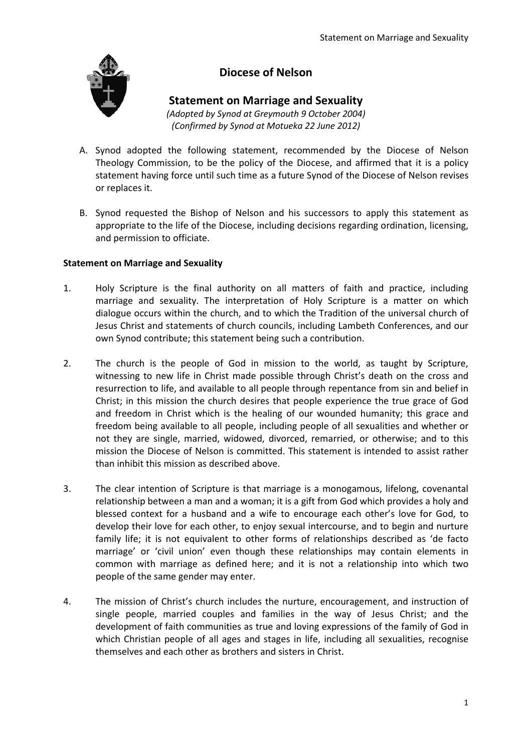# Diocese of Nelson

## Statement on Marriage and Sexuality

*(Adopted by Synod at Greymouth 9 October 2004)*
*(Confirmed by Synod at Motueka 22 June 2012)*

A. Synod adopted the following statement, recommended by the Diocese of Nelson Theology Commission, to be the policy of the Diocese, and affirmed that it is a policy statement having force until such time as a future Synod of the Diocese of Nelson revises or replaces it.

B. Synod requested the Bishop of Nelson and his successors to apply this statement as appropriate to the life of the Diocese, including decisions regarding ordination, licensing, and permission to officiate.

**Statement on Marriage and Sexuality**

1. Holy Scripture is the final authority on all matters of faith and practice, including marriage and sexuality. The interpretation of Holy Scripture is a matter on which dialogue occurs within the church, and to which the Tradition of the universal church of Jesus Christ and statements of church councils, including Lambeth Conferences, and our own Synod contribute; this statement being such a contribution.

2. The church is the people of God in mission to the world, as taught by Scripture, witnessing to new life in Christ made possible through Christ's death on the cross and resurrection to life, and available to all people through repentance from sin and belief in Christ; in this mission the church desires that people experience the true grace of God and freedom in Christ which is the healing of our wounded humanity; this grace and freedom being available to all people, including people of all sexualities and whether or not they are single, married, widowed, divorced, remarried, or otherwise; and to this mission the Diocese of Nelson is committed. This statement is intended to assist rather than inhibit this mission as described above.

3. The clear intention of Scripture is that marriage is a monogamous, lifelong, covenantal relationship between a man and a woman; it is a gift from God which provides a holy and blessed context for a husband and a wife to encourage each other's love for God, to develop their love for each other, to enjoy sexual intercourse, and to begin and nurture family life; it is not equivalent to other forms of relationships described as 'de facto marriage' or 'civil union' even though these relationships may contain elements in common with marriage as defined here; and it is not a relationship into which two people of the same gender may enter.

4. The mission of Christ's church includes the nurture, encouragement, and instruction of single people, married couples and families in the way of Jesus Christ; and the development of faith communities as true and loving expressions of the family of God in which Christian people of all ages and stages in life, including all sexualities, recognise themselves and each other as brothers and sisters in Christ.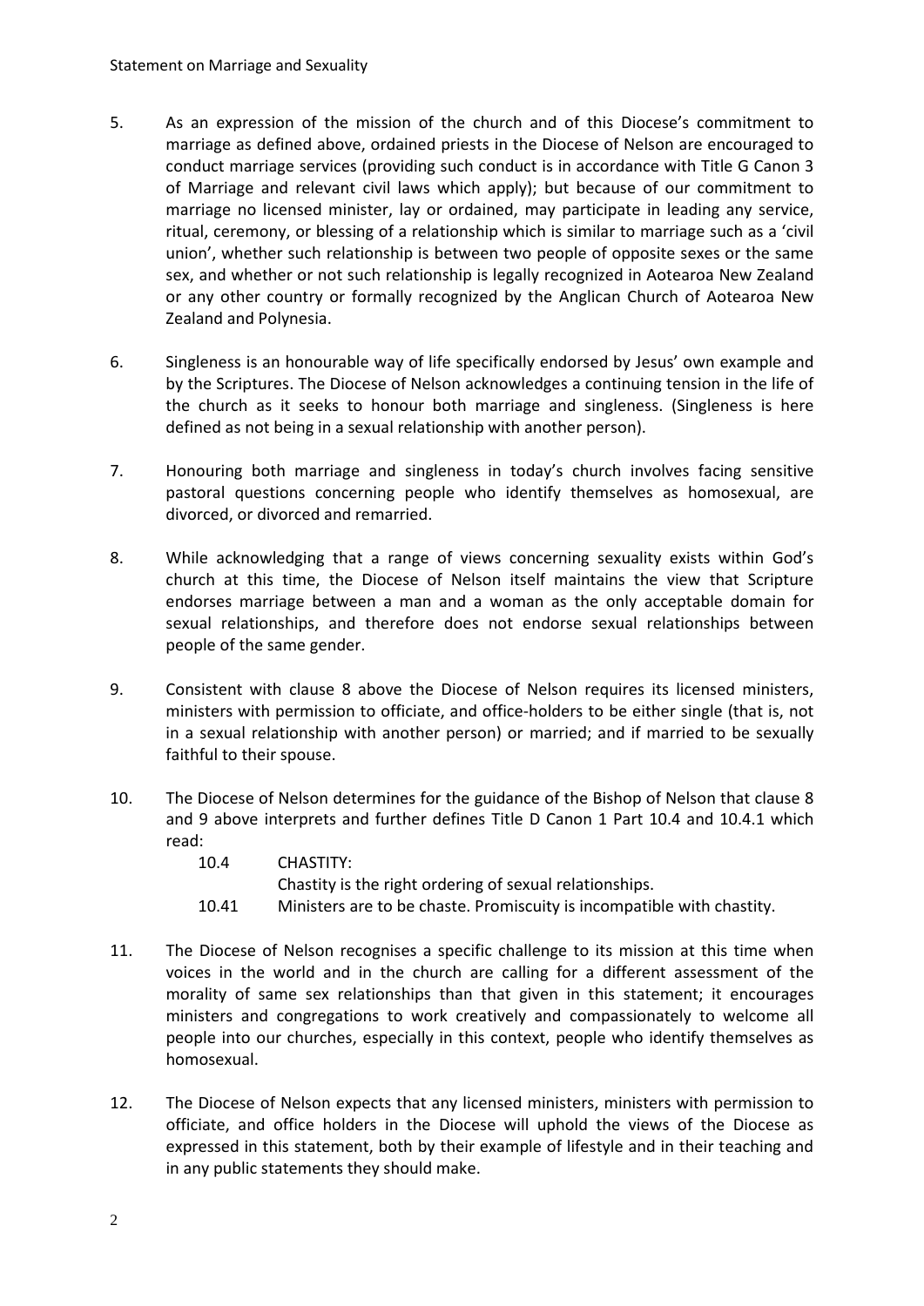5. As an expression of the mission of the church and of this Diocese's commitment to marriage as defined above, ordained priests in the Diocese of Nelson are encouraged to conduct marriage services (providing such conduct is in accordance with Title G Canon 3 of Marriage and relevant civil laws which apply); but because of our commitment to marriage no licensed minister, lay or ordained, may participate in leading any service, ritual, ceremony, or blessing of a relationship which is similar to marriage such as a 'civil union', whether such relationship is between two people of opposite sexes or the same sex, and whether or not such relationship is legally recognized in Aotearoa New Zealand or any other country or formally recognized by the Anglican Church of Aotearoa New Zealand and Polynesia.

6. Singleness is an honourable way of life specifically endorsed by Jesus' own example and by the Scriptures. The Diocese of Nelson acknowledges a continuing tension in the life of the church as it seeks to honour both marriage and singleness. (Singleness is here defined as not being in a sexual relationship with another person).

7. Honouring both marriage and singleness in today's church involves facing sensitive pastoral questions concerning people who identify themselves as homosexual, are divorced, or divorced and remarried.

8. While acknowledging that a range of views concerning sexuality exists within God's church at this time, the Diocese of Nelson itself maintains the view that Scripture endorses marriage between a man and a woman as the only acceptable domain for sexual relationships, and therefore does not endorse sexual relationships between people of the same gender.

9. Consistent with clause 8 above the Diocese of Nelson requires its licensed ministers, ministers with permission to officiate, and office-holders to be either single (that is, not in a sexual relationship with another person) or married; and if married to be sexually faithful to their spouse.

10. The Diocese of Nelson determines for the guidance of the Bishop of Nelson that clause 8 and 9 above interprets and further defines Title D Canon 1 Part 10.4 and 10.4.1 which read:

    10.4 CHASTITY:
    Chastity is the right ordering of sexual relationships.
    
    10.41 Ministers are to be chaste. Promiscuity is incompatible with chastity.

11. The Diocese of Nelson recognises a specific challenge to its mission at this time when voices in the world and in the church are calling for a different assessment of the morality of same sex relationships than that given in this statement; it encourages ministers and congregations to work creatively and compassionately to welcome all people into our churches, especially in this context, people who identify themselves as homosexual.

12. The Diocese of Nelson expects that any licensed ministers, ministers with permission to officiate, and office holders in the Diocese will uphold the views of the Diocese as expressed in this statement, both by their example of lifestyle and in their teaching and in any public statements they should make.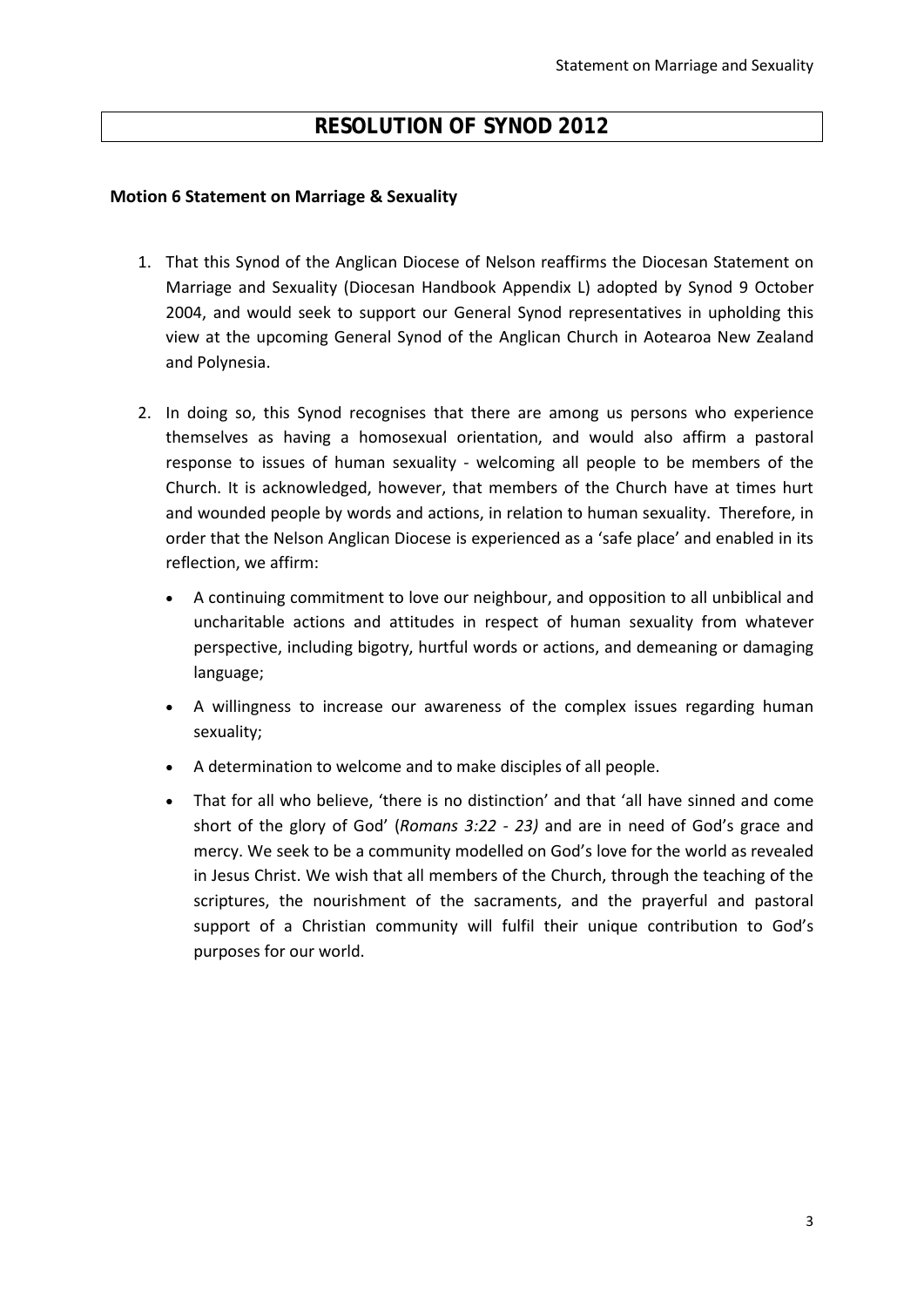# RESOLUTION OF SYNOD 2012

**Motion 6 Statement on Marriage & Sexuality**

1. That this Synod of the Anglican Diocese of Nelson reaffirms the Diocesan Statement on Marriage and Sexuality (Diocesan Handbook Appendix L) adopted by Synod 9 October 2004, and would seek to support our General Synod representatives in upholding this view at the upcoming General Synod of the Anglican Church in Aotearoa New Zealand and Polynesia.

2. In doing so, this Synod recognises that there are among us persons who experience themselves as having a homosexual orientation, and would also affirm a pastoral response to issues of human sexuality - welcoming all people to be members of the Church. It is acknowledged, however, that members of the Church have at times hurt and wounded people by words and actions, in relation to human sexuality. Therefore, in order that the Nelson Anglican Diocese is experienced as a 'safe place' and enabled in its reflection, we affirm:

   - A continuing commitment to love our neighbour, and opposition to all unbiblical and uncharitable actions and attitudes in respect of human sexuality from whatever perspective, including bigotry, hurtful words or actions, and demeaning or damaging language;
   - A willingness to increase our awareness of the complex issues regarding human sexuality;
   - A determination to welcome and to make disciples of all people.
   - That for all who believe, 'there is no distinction' and that 'all have sinned and come short of the glory of God' (*Romans 3:22 - 23)* and are in need of God's grace and mercy. We seek to be a community modelled on God's love for the world as revealed in Jesus Christ. We wish that all members of the Church, through the teaching of the scriptures, the nourishment of the sacraments, and the prayerful and pastoral support of a Christian community will fulfil their unique contribution to God's purposes for our world.